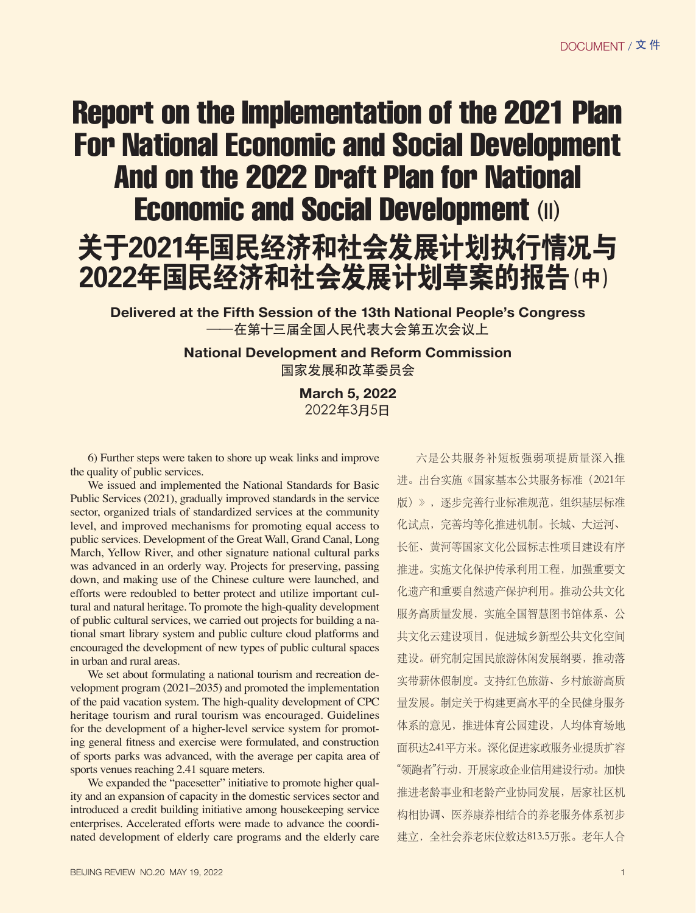# Report on the Implementation of the 2021 Plan For National Economic and Social Development And on the 2022 Draft Plan for National Economic and Social Development (II)

# 关于2021年国民经济和社会发展计划执行情况与2022年国民经济和社会发展计划草案的报告（中）

**Delivered at the Fifth Session of the 13th National People's Congress**

——在第十三届全国人民代表大会第五次会议上

**National Development and Reform Commission**

国家发展和改革委员会

**March 5, 2022**

2022年3月5日

6) Further steps were taken to shore up weak links and improve the quality of public services.

We issued and implemented the National Standards for Basic Public Services (2021), gradually improved standards in the service sector, organized trials of standardized services at the community level, and improved mechanisms for promoting equal access to public services. Development of the Great Wall, Grand Canal, Long March, Yellow River, and other signature national cultural parks was advanced in an orderly way. Projects for preserving, passing down, and making use of the Chinese culture were launched, and efforts were redoubled to better protect and utilize important cultural and natural heritage. To promote the high-quality development of public cultural services, we carried out projects for building a national smart library system and public culture cloud platforms and encouraged the development of new types of public cultural spaces in urban and rural areas.

We set about formulating a national tourism and recreation development program (2021–2035) and promoted the implementation of the paid vacation system. The high-quality development of CPC heritage tourism and rural tourism was encouraged. Guidelines for the development of a higher-level service system for promoting general fitness and exercise were formulated, and construction of sports parks was advanced, with the average per capita area of sports venues reaching 2.41 square meters.

We expanded the "pacesetter" initiative to promote higher quality and an expansion of capacity in the domestic services sector and introduced a credit building initiative among housekeeping service enterprises. Accelerated efforts were made to advance the coordinated development of elderly care programs and the elderly care

六是公共服务补短板强弱项提质量深入推进。出台实施《国家基本公共服务标准（2021年版）》，逐步完善行业标准规范，组织基层标准化试点，完善均等化推进机制。长城、大运河、长征、黄河等国家文化公园标志性项目建设有序推进。实施文化保护传承利用工程，加强重要文化遗产和重要自然遗产保护利用。推动公共文化服务高质量发展，实施全国智慧图书馆体系、公共文化云建设项目，促进城乡新型公共文化空间建设。研究制定国民旅游休闲发展纲要，推动落实带薪休假制度。支持红色旅游、乡村旅游高质量发展。制定关于构建更高水平的全民健身服务体系的意见，推进体育公园建设，人均体育场地面积达2.41平方米。深化促进家政服务业提质扩容"领跑者"行动、开展家政企业信用建设行动。加快推进老龄事业和老龄产业协同发展，居家社区机构相协调、医养康养相结合的养老服务体系初步建立，全社会养老床位数达813.5万张。老年人合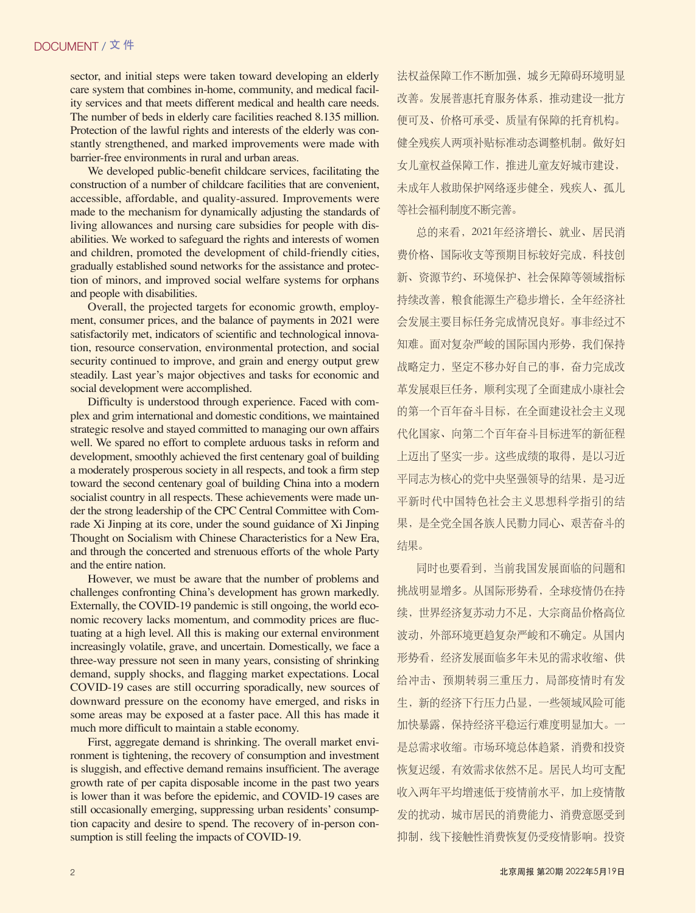sector, and initial steps were taken toward developing an elderly care system that combines in-home, community, and medical facility services and that meets different medical and health care needs. The number of beds in elderly care facilities reached 8.135 million. Protection of the lawful rights and interests of the elderly was constantly strengthened, and marked improvements were made with barrier-free environments in rural and urban areas.

We developed public-benefit childcare services, facilitating the construction of a number of childcare facilities that are convenient, accessible, affordable, and quality-assured. Improvements were made to the mechanism for dynamically adjusting the standards of living allowances and nursing care subsidies for people with disabilities. We worked to safeguard the rights and interests of women and children, promoted the development of child-friendly cities, gradually established sound networks for the assistance and protection of minors, and improved social welfare systems for orphans and people with disabilities.

Overall, the projected targets for economic growth, employment, consumer prices, and the balance of payments in 2021 were satisfactorily met, indicators of scientific and technological innovation, resource conservation, environmental protection, and social security continued to improve, and grain and energy output grew steadily. Last year's major objectives and tasks for economic and social development were accomplished.

Difficulty is understood through experience. Faced with complex and grim international and domestic conditions, we maintained strategic resolve and stayed committed to managing our own affairs well. We spared no effort to complete arduous tasks in reform and development, smoothly achieved the first centenary goal of building a moderately prosperous society in all respects, and took a firm step toward the second centenary goal of building China into a modern socialist country in all respects. These achievements were made under the strong leadership of the CPC Central Committee with Comrade Xi Jinping at its core, under the sound guidance of Xi Jinping Thought on Socialism with Chinese Characteristics for a New Era, and through the concerted and strenuous efforts of the whole Party and the entire nation.

However, we must be aware that the number of problems and challenges confronting China's development has grown markedly. Externally, the COVID-19 pandemic is still ongoing, the world economic recovery lacks momentum, and commodity prices are fluctuating at a high level. All this is making our external environment increasingly volatile, grave, and uncertain. Domestically, we face a three-way pressure not seen in many years, consisting of shrinking demand, supply shocks, and flagging market expectations. Local COVID-19 cases are still occurring sporadically, new sources of downward pressure on the economy have emerged, and risks in some areas may be exposed at a faster pace. All this has made it much more difficult to maintain a stable economy.

First, aggregate demand is shrinking. The overall market environment is tightening, the recovery of consumption and investment is sluggish, and effective demand remains insufficient. The average growth rate of per capita disposable income in the past two years is lower than it was before the epidemic, and COVID-19 cases are still occasionally emerging, suppressing urban residents' consumption capacity and desire to spend. The recovery of in-person consumption is still feeling the impacts of COVID-19.

法权益保障工作不断加强，城乡无障碍环境明显改善。发展普惠托育服务体系，推动建设一批方便可及、价格可承受、质量有保障的托育机构。健全残疾人两项补贴标准动态调整机制。做好妇女儿童权益保障工作，推进儿童友好城市建设，未成年人救助保护网络逐步健全，残疾人、孤儿等社会福利制度不断完善。

总的来看，2021年经济增长、就业、居民消费价格、国际收支等预期目标较好完成，科技创新、资源节约、环境保护、社会保障等领域指标持续改善，粮食能源生产稳步增长，全年经济社会发展主要目标任务完成情况良好。事非经过不知难。面对复杂严峻的国际国内形势，我们保持战略定力，坚定不移办好自己的事，奋力完成改革发展艰巨任务，顺利实现了全面建成小康社会的第一个百年奋斗目标，在全面建设社会主义现代化国家、向第二个百年奋斗目标进军的新征程上迈出了坚实一步。这些成绩的取得，是以习近平同志为核心的党中央坚强领导的结果，是习近平新时代中国特色社会主义思想科学指引的结果，是全党全国各族人民勠力同心、艰苦奋斗的结果。

同时也要看到，当前我国发展面临的问题和挑战明显增多。从国际形势看，全球疫情仍在持续，世界经济复苏动力不足，大宗商品价格高位波动，外部环境更趋复杂严峻和不确定。从国内形势看，经济发展面临多年未见的需求收缩、供给冲击、预期转弱三重压力，局部疫情时有发生，新的经济下行压力凸显，一些领域风险可能加快暴露，保持经济平稳运行难度明显加大。一是总需求收缩。市场环境总体趋紧，消费和投资恢复迟缓，有效需求依然不足。居民人均可支配收入两年平均增速低于疫情前水平，加上疫情散发的扰动，城市居民的消费能力、消费意愿受到抑制，线下接触性消费恢复仍受疫情影响。投资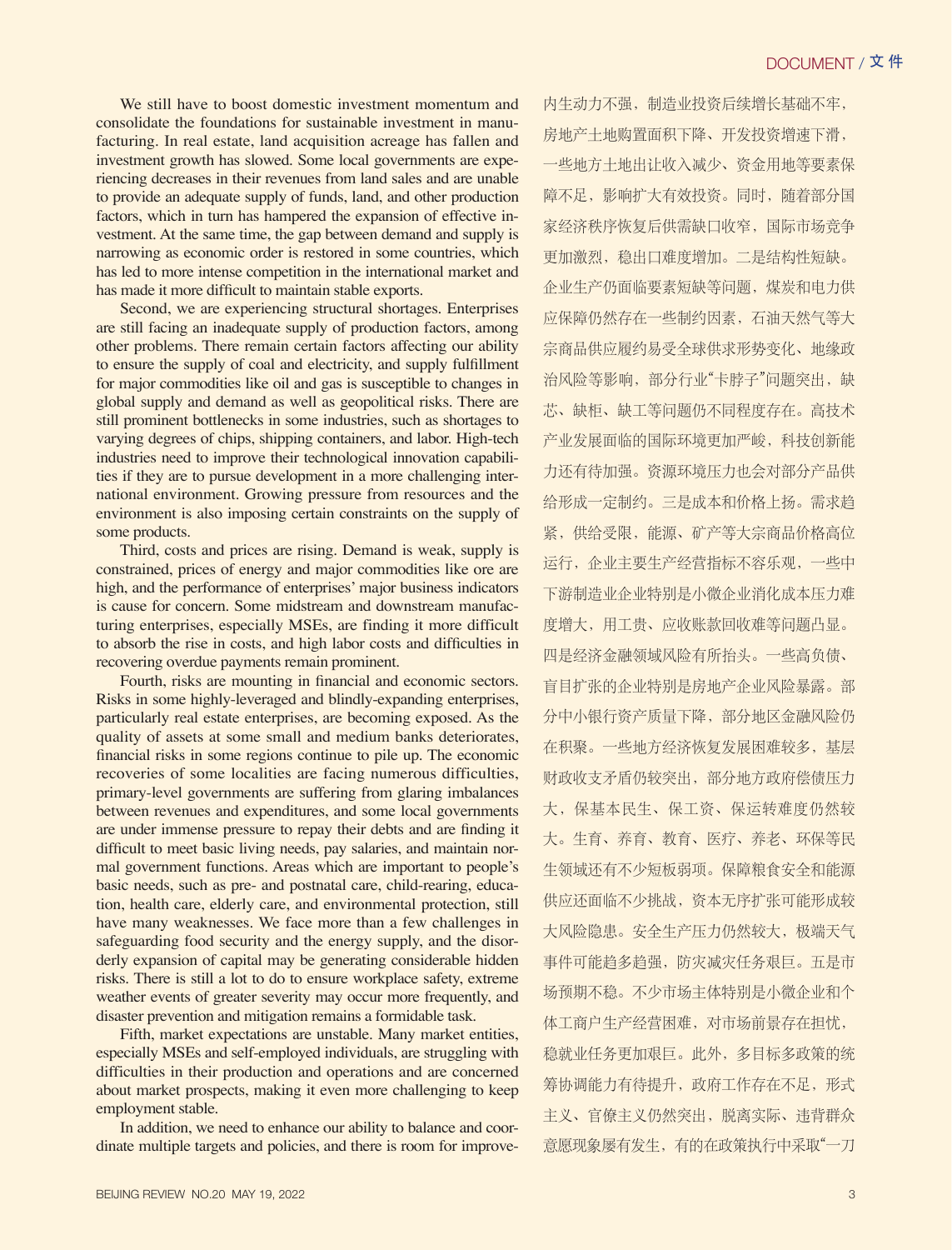We still have to boost domestic investment momentum and consolidate the foundations for sustainable investment in manufacturing. In real estate, land acquisition acreage has fallen and investment growth has slowed. Some local governments are experiencing decreases in their revenues from land sales and are unable to provide an adequate supply of funds, land, and other production factors, which in turn has hampered the expansion of effective investment. At the same time, the gap between demand and supply is narrowing as economic order is restored in some countries, which has led to more intense competition in the international market and has made it more difficult to maintain stable exports.

Second, we are experiencing structural shortages. Enterprises are still facing an inadequate supply of production factors, among other problems. There remain certain factors affecting our ability to ensure the supply of coal and electricity, and supply fulfillment for major commodities like oil and gas is susceptible to changes in global supply and demand as well as geopolitical risks. There are still prominent bottlenecks in some industries, such as shortages to varying degrees of chips, shipping containers, and labor. High-tech industries need to improve their technological innovation capabilities if they are to pursue development in a more challenging international environment. Growing pressure from resources and the environment is also imposing certain constraints on the supply of some products.

Third, costs and prices are rising. Demand is weak, supply is constrained, prices of energy and major commodities like ore are high, and the performance of enterprises' major business indicators is cause for concern. Some midstream and downstream manufacturing enterprises, especially MSEs, are finding it more difficult to absorb the rise in costs, and high labor costs and difficulties in recovering overdue payments remain prominent.

Fourth, risks are mounting in financial and economic sectors. Risks in some highly-leveraged and blindly-expanding enterprises, particularly real estate enterprises, are becoming exposed. As the quality of assets at some small and medium banks deteriorates, financial risks in some regions continue to pile up. The economic recoveries of some localities are facing numerous difficulties, primary-level governments are suffering from glaring imbalances between revenues and expenditures, and some local governments are under immense pressure to repay their debts and are finding it difficult to meet basic living needs, pay salaries, and maintain normal government functions. Areas which are important to people's basic needs, such as pre- and postnatal care, child-rearing, education, health care, elderly care, and environmental protection, still have many weaknesses. We face more than a few challenges in safeguarding food security and the energy supply, and the disorderly expansion of capital may be generating considerable hidden risks. There is still a lot to do to ensure workplace safety, extreme weather events of greater severity may occur more frequently, and disaster prevention and mitigation remains a formidable task.

Fifth, market expectations are unstable. Many market entities, especially MSEs and self-employed individuals, are struggling with difficulties in their production and operations and are concerned about market prospects, making it even more challenging to keep employment stable.

In addition, we need to enhance our ability to balance and coordinate multiple targets and policies, and there is room for improve-

内生动力不强，制造业投资后续增长基础不牢，房地产土地购置面积下降、开发投资增速下滑，一些地方土地出让收入减少、资金用地等要素保障不足，影响扩大有效投资。同时，随着部分国家经济秩序恢复后供需缺口收窄，国际市场竞争更加激烈，稳出口难度增加。二是结构性短缺。企业生产仍面临要素短缺等问题，煤炭和电力供应保障仍然存在一些制约因素，石油天然气等大宗商品供应履约易受全球供求形势变化、地缘政治风险等影响，部分行业"卡脖子"问题突出，缺芯、缺柜、缺工等问题仍不同程度存在。高技术产业发展面临的国际环境更加严峻，科技创新能力还有待加强。资源环境压力也会对部分产品供给形成一定制约。三是成本和价格上扬。需求趋紧，供给受限，能源、矿产等大宗商品价格高位运行，企业主要生产经营指标不容乐观，一些中下游制造业企业特别是小微企业消化成本压力难度增大，用工贵、应收账款回收难等问题凸显。四是经济金融领域风险有所抬头。一些高负债、盲目扩张的企业特别是房地产企业风险暴露。部分中小银行资产质量下降，部分地区金融风险仍在积聚。一些地方经济恢复发展困难较多，基层财政收支矛盾仍较突出，部分地方政府偿债压力大，保基本民生、保工资、保运转难度仍然较大。生育、养育、教育、医疗、养老、环保等民生领域还有不少短板弱项。保障粮食安全和能源供应还面临不少挑战，资本无序扩张可能形成较大风险隐患。安全生产压力仍然较大，极端天气事件可能趋多趋强，防灾减灾任务艰巨。五是市场预期不稳。不少市场主体特别是小微企业和个体工商户生产经营困难，对市场前景存在担忧，稳就业任务更加艰巨。此外，多目标多政策的统筹协调能力有待提升，政府工作存在不足，形式主义、官僚主义仍然突出，脱离实际、违背群众意愿现象屡有发生，有的在政策执行中采取"一刀